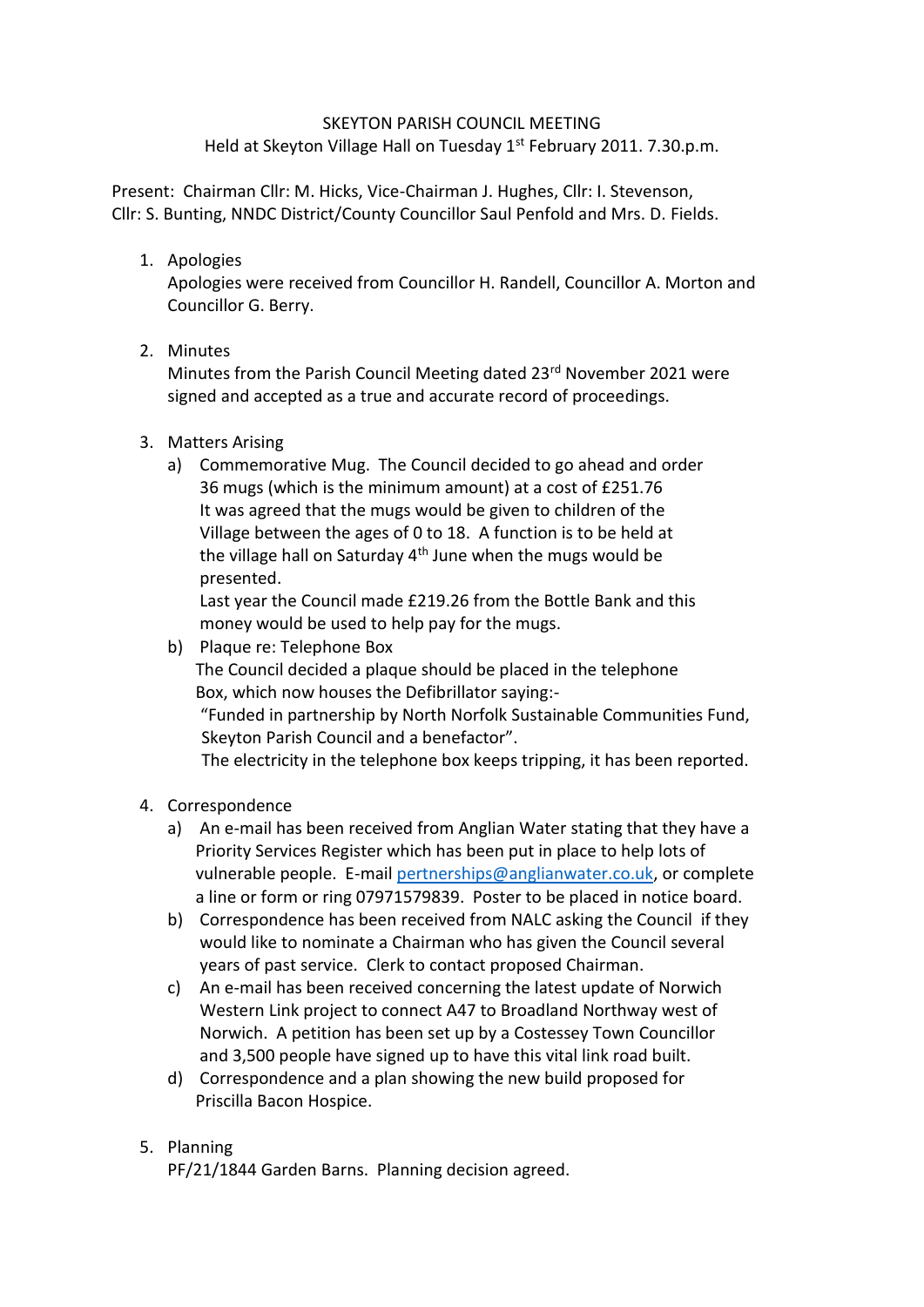# SKEYTON PARISH COUNCIL MEETING

Held at Skeyton Village Hall on Tuesday 1st February 2011. 7.30.p.m.

Present: Chairman Cllr: M. Hicks, Vice-Chairman J. Hughes, Cllr: I. Stevenson, Cllr: S. Bunting, NNDC District/County Councillor Saul Penfold and Mrs. D. Fields.

1. Apologies
   Apologies were received from Councillor H. Randell, Councillor A. Morton and Councillor G. Berry.

2. Minutes
   Minutes from the Parish Council Meeting dated 23rd November 2021 were signed and accepted as a true and accurate record of proceedings.

3. Matters Arising
   a) Commemorative Mug. The Council decided to go ahead and order 36 mugs (which is the minimum amount) at a cost of £251.76
      It was agreed that the mugs would be given to children of the Village between the ages of 0 to 18. A function is to be held at the village hall on Saturday 4th June when the mugs would be presented.
      Last year the Council made £219.26 from the Bottle Bank and this money would be used to help pay for the mugs.
   b) Plaque re: Telephone Box
      The Council decided a plaque should be placed in the telephone Box, which now houses the Defibrillator saying:-
      "Funded in partnership by North Norfolk Sustainable Communities Fund, Skeyton Parish Council and a benefactor".
      The electricity in the telephone box keeps tripping, it has been reported.

4. Correspondence
   a) An e-mail has been received from Anglian Water stating that they have a Priority Services Register which has been put in place to help lots of vulnerable people. E-mail pertnerships@anglianwater.co.uk, or complete a line or form or ring 07971579839. Poster to be placed in notice board.
   b) Correspondence has been received from NALC asking the Council if they would like to nominate a Chairman who has given the Council several years of past service. Clerk to contact proposed Chairman.
   c) An e-mail has been received concerning the latest update of Norwich Western Link project to connect A47 to Broadland Northway west of Norwich. A petition has been set up by a Costessey Town Councillor and 3,500 people have signed up to have this vital link road built.
   d) Correspondence and a plan showing the new build proposed for Priscilla Bacon Hospice.

5. Planning
   PF/21/1844 Garden Barns. Planning decision agreed.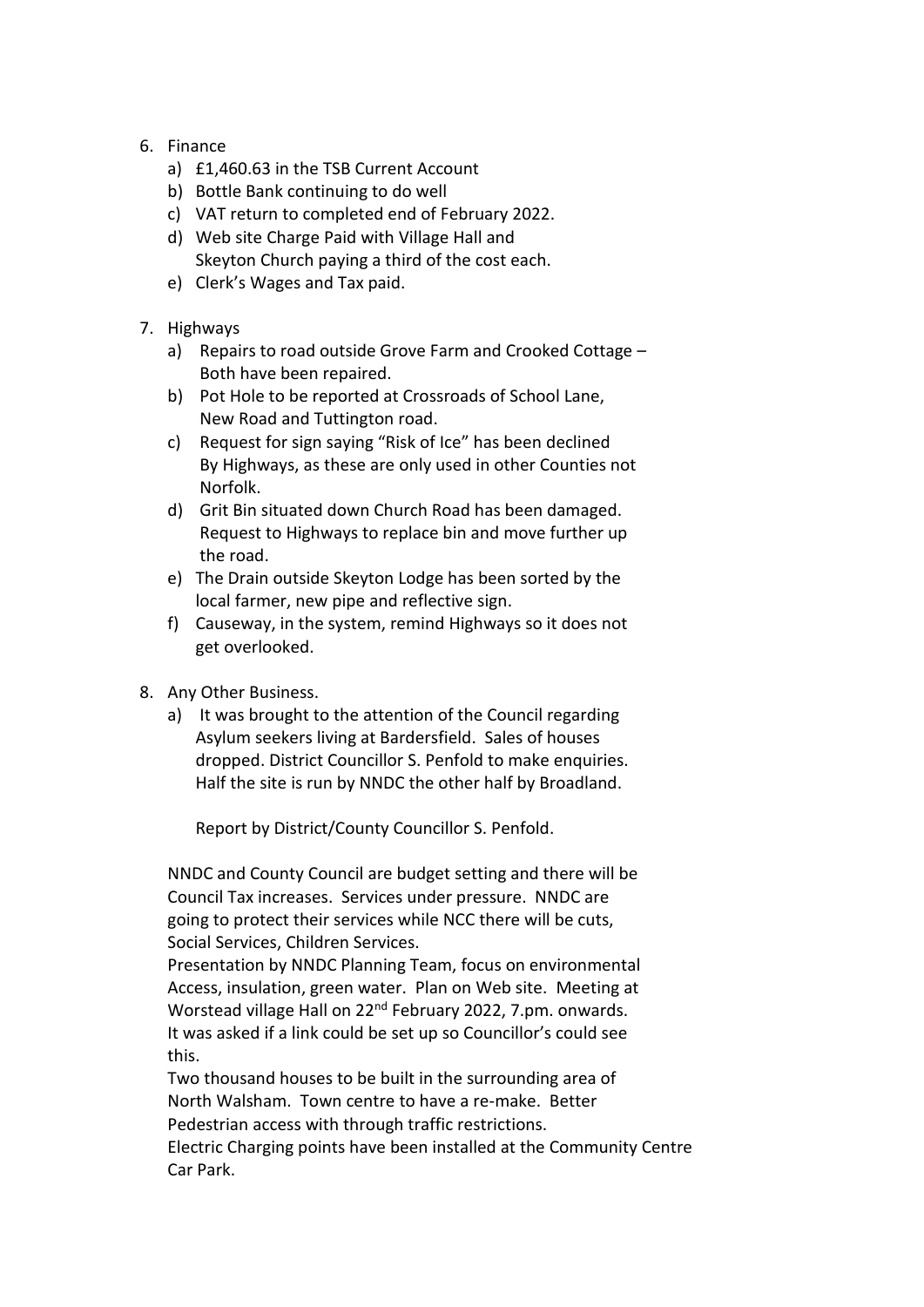6. Finance
   a) £1,460.63 in the TSB Current Account
   b) Bottle Bank continuing to do well
   c) VAT return to completed end of February 2022.
   d) Web site Charge Paid with Village Hall and Skeyton Church paying a third of the cost each.
   e) Clerk's Wages and Tax paid.

7. Highways
   a) Repairs to road outside Grove Farm and Crooked Cottage – Both have been repaired.
   b) Pot Hole to be reported at Crossroads of School Lane, New Road and Tuttington road.
   c) Request for sign saying "Risk of Ice" has been declined By Highways, as these are only used in other Counties not Norfolk.
   d) Grit Bin situated down Church Road has been damaged. Request to Highways to replace bin and move further up the road.
   e) The Drain outside Skeyton Lodge has been sorted by the local farmer, new pipe and reflective sign.
   f) Causeway, in the system, remind Highways so it does not get overlooked.

8. Any Other Business.
   a) It was brought to the attention of the Council regarding Asylum seekers living at Bardersfield. Sales of houses dropped. District Councillor S. Penfold to make enquiries. Half the site is run by NNDC the other half by Broadland.

      Report by District/County Councillor S. Penfold.

   NNDC and County Council are budget setting and there will be Council Tax increases. Services under pressure. NNDC are going to protect their services while NCC there will be cuts, Social Services, Children Services.
   Presentation by NNDC Planning Team, focus on environmental Access, insulation, green water. Plan on Web site. Meeting at Worstead village Hall on 22nd February 2022, 7.pm. onwards. It was asked if a link could be set up so Councillor's could see this.
   Two thousand houses to be built in the surrounding area of North Walsham. Town centre to have a re-make. Better Pedestrian access with through traffic restrictions.
   Electric Charging points have been installed at the Community Centre Car Park.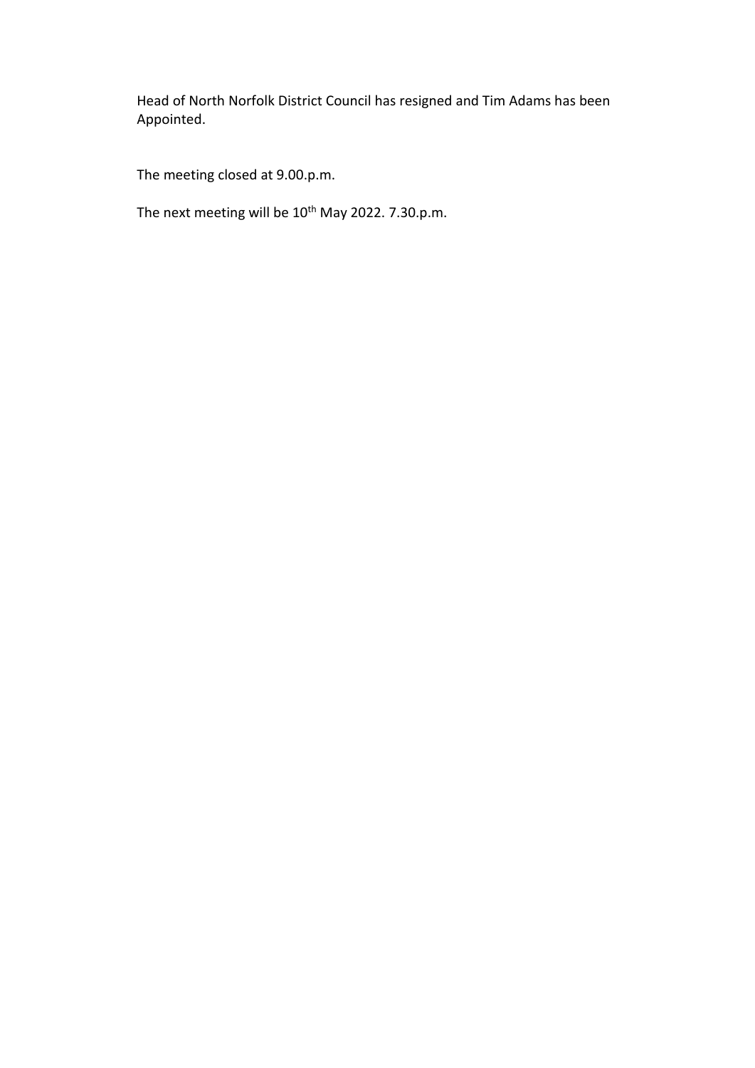Head of North Norfolk District Council has resigned and Tim Adams has been Appointed.

The meeting closed at 9.00.p.m.

The next meeting will be 10th May 2022. 7.30.p.m.